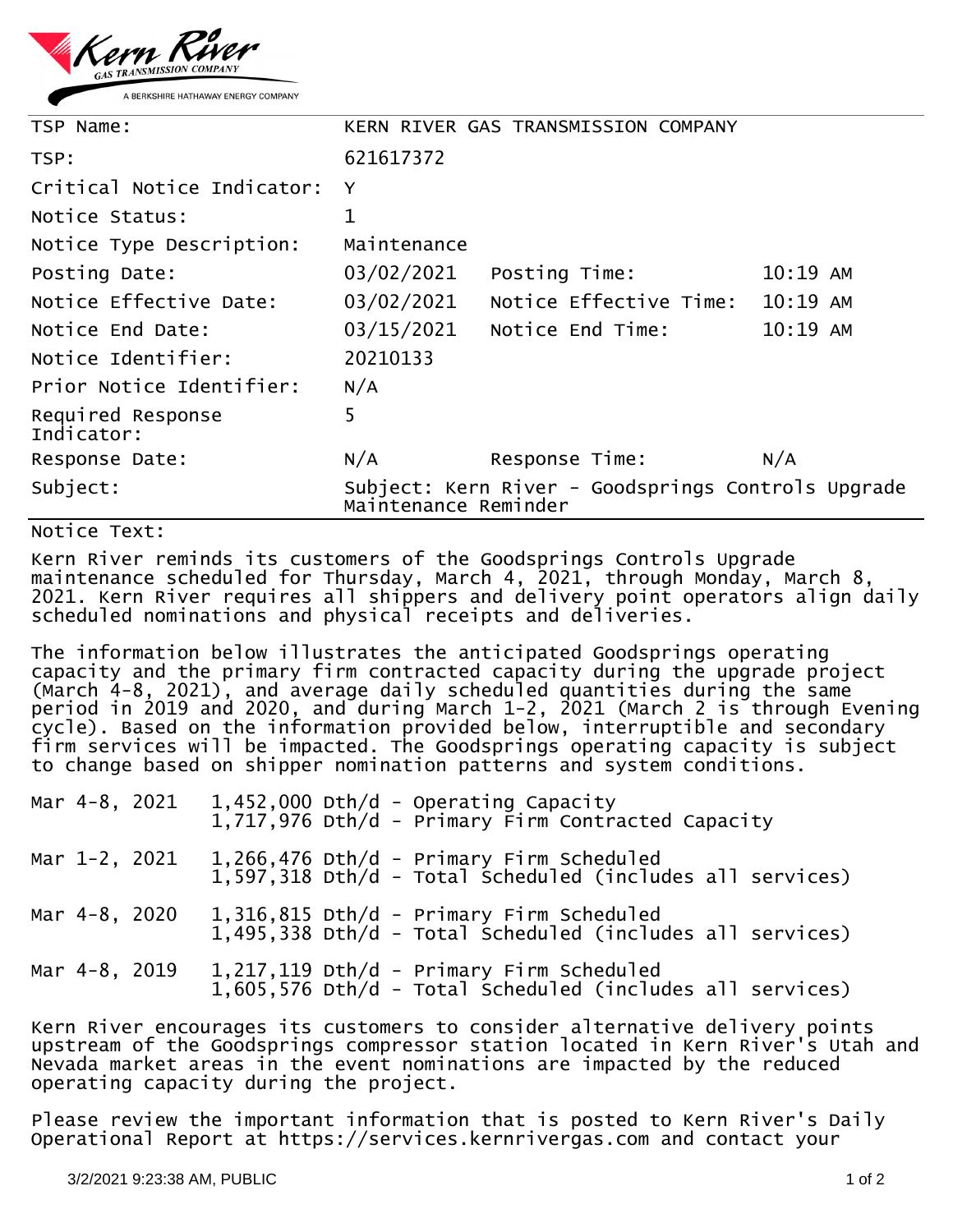Kern River GAS TRANSMISSION COMPANY
A BERKSHIRE HATHAWAY ENERGY COMPANY

| | | | |
|---|---|---|---|
| TSP Name: | KERN RIVER GAS TRANSMISSION COMPANY | | |
| TSP: | 621617372 | | |
| Critical Notice Indicator: | Y | | |
| Notice Status: | 1 | | |
| Notice Type Description: | Maintenance | | |
| Posting Date: | 03/02/2021 | Posting Time: | 10:19 AM |
| Notice Effective Date: | 03/02/2021 | Notice Effective Time: | 10:19 AM |
| Notice End Date: | 03/15/2021 | Notice End Time: | 10:19 AM |
| Notice Identifier: | 20210133 | | |
| Prior Notice Identifier: | N/A | | |
| Required Response Indicator: | 5 | | |
| Response Date: | N/A | Response Time: | N/A |
| Subject: | Subject: Kern River - Goodsprings Controls Upgrade Maintenance Reminder | | |

Notice Text:

Kern River reminds its customers of the Goodsprings Controls Upgrade maintenance scheduled for Thursday, March 4, 2021, through Monday, March 8, 2021. Kern River requires all shippers and delivery point operators align daily scheduled nominations and physical receipts and deliveries.

The information below illustrates the anticipated Goodsprings operating capacity and the primary firm contracted capacity during the upgrade project (March 4-8, 2021), and average daily scheduled quantities during the same period in 2019 and 2020, and during March 1-2, 2021 (March 2 is through Evening cycle). Based on the information provided below, interruptible and secondary firm services will be impacted. The Goodsprings operating capacity is subject to change based on shipper nomination patterns and system conditions.

| | |
|---|---|
| Mar 4-8, 2021 | 1,452,000 Dth/d - Operating Capacity<br>1,717,976 Dth/d - Primary Firm Contracted Capacity |
| Mar 1-2, 2021 | 1,266,476 Dth/d - Primary Firm Scheduled<br>1,597,318 Dth/d - Total Scheduled (includes all services) |
| Mar 4-8, 2020 | 1,316,815 Dth/d - Primary Firm Scheduled<br>1,495,338 Dth/d - Total Scheduled (includes all services) |
| Mar 4-8, 2019 | 1,217,119 Dth/d - Primary Firm Scheduled<br>1,605,576 Dth/d - Total Scheduled (includes all services) |

Kern River encourages its customers to consider alternative delivery points upstream of the Goodsprings compressor station located in Kern River's Utah and Nevada market areas in the event nominations are impacted by the reduced operating capacity during the project.

Please review the important information that is posted to Kern River's Daily Operational Report at https://services.kernrivergas.com and contact your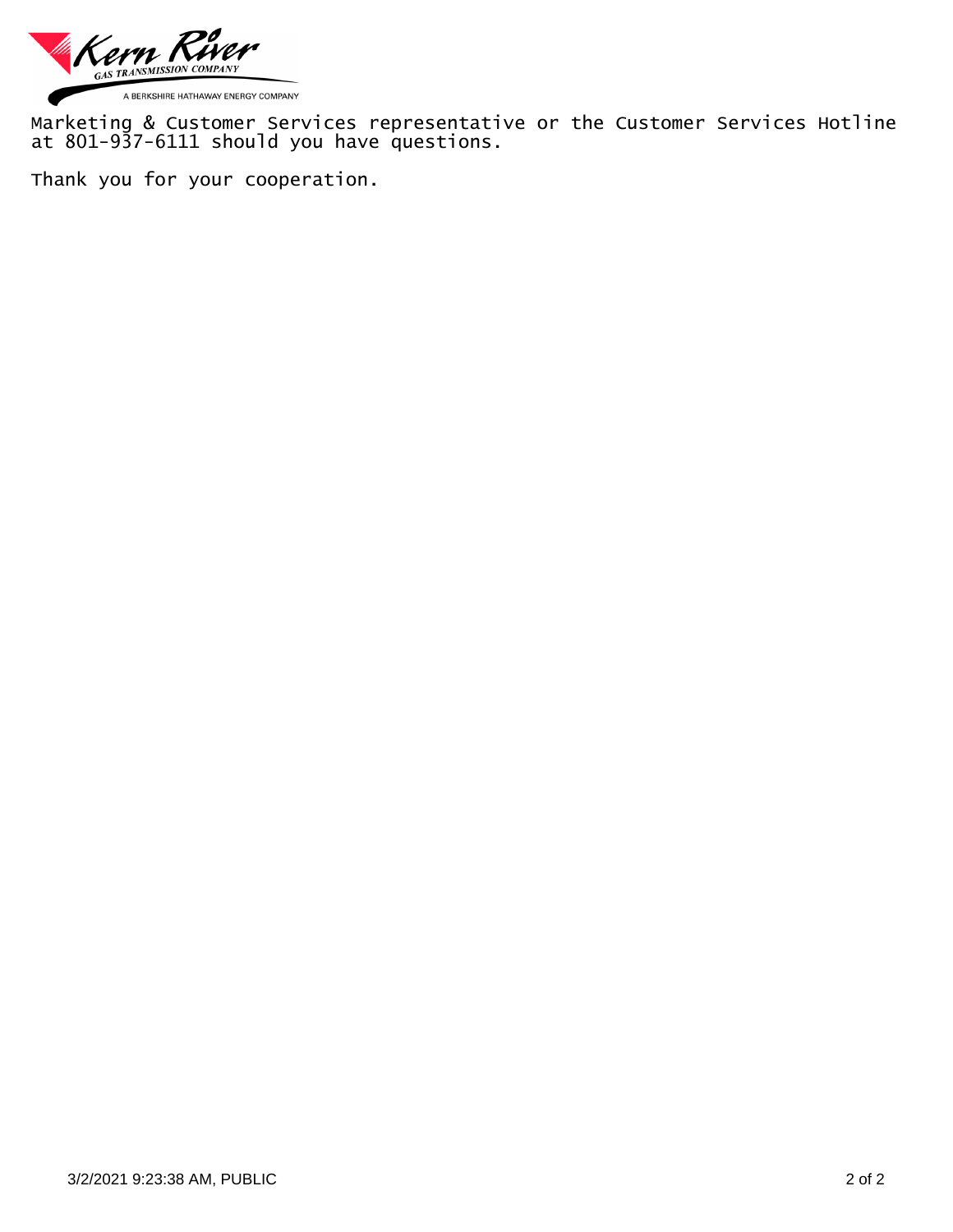Marketing & Customer Services representative or the Customer Services Hotline at 801-937-6111 should you have questions.

Thank you for your cooperation.